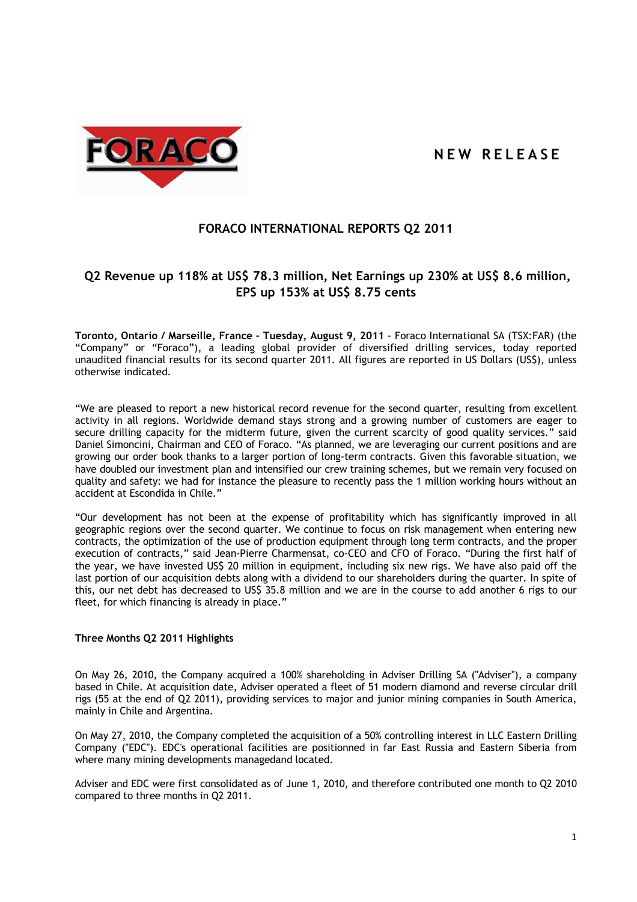NEW RELEASE

# FORACO INTERNATIONAL REPORTS Q2 2011

## Q2 Revenue up 118% at US$ 78.3 million, Net Earnings up 230% at US$ 8.6 million, EPS up 153% at US$ 8.75 cents

**Toronto, Ontario / Marseille, France – Tuesday, August 9, 2011** - Foraco International SA (TSX:FAR) (the "Company" or "Foraco"), a leading global provider of diversified drilling services, today reported unaudited financial results for its second quarter 2011. All figures are reported in US Dollars (US$), unless otherwise indicated.

"We are pleased to report a new historical record revenue for the second quarter, resulting from excellent activity in all regions. Worldwide demand stays strong and a growing number of customers are eager to secure drilling capacity for the midterm future, given the current scarcity of good quality services." said Daniel Simoncini, Chairman and CEO of Foraco. "As planned, we are leveraging our current positions and are growing our order book thanks to a larger portion of long-term contracts. Given this favorable situation, we have doubled our investment plan and intensified our crew training schemes, but we remain very focused on quality and safety: we had for instance the pleasure to recently pass the 1 million working hours without an accident at Escondida in Chile."

"Our development has not been at the expense of profitability which has significantly improved in all geographic regions over the second quarter. We continue to focus on risk management when entering new contracts, the optimization of the use of production equipment through long term contracts, and the proper execution of contracts," said Jean-Pierre Charmensat, co-CEO and CFO of Foraco. "During the first half of the year, we have invested US$ 20 million in equipment, including six new rigs. We have also paid off the last portion of our acquisition debts along with a dividend to our shareholders during the quarter. In spite of this, our net debt has decreased to US$ 35.8 million and we are in the course to add another 6 rigs to our fleet, for which financing is already in place."

### Three Months Q2 2011 Highlights

On May 26, 2010, the Company acquired a 100% shareholding in Adviser Drilling SA ("Adviser"), a company based in Chile. At acquisition date, Adviser operated a fleet of 51 modern diamond and reverse circular drill rigs (55 at the end of Q2 2011), providing services to major and junior mining companies in South America, mainly in Chile and Argentina.

On May 27, 2010, the Company completed the acquisition of a 50% controlling interest in LLC Eastern Drilling Company ("EDC"). EDC's operational facilities are positionned in far East Russia and Eastern Siberia from where many mining developments managedand located.

Adviser and EDC were first consolidated as of June 1, 2010, and therefore contributed one month to Q2 2010 compared to three months in Q2 2011.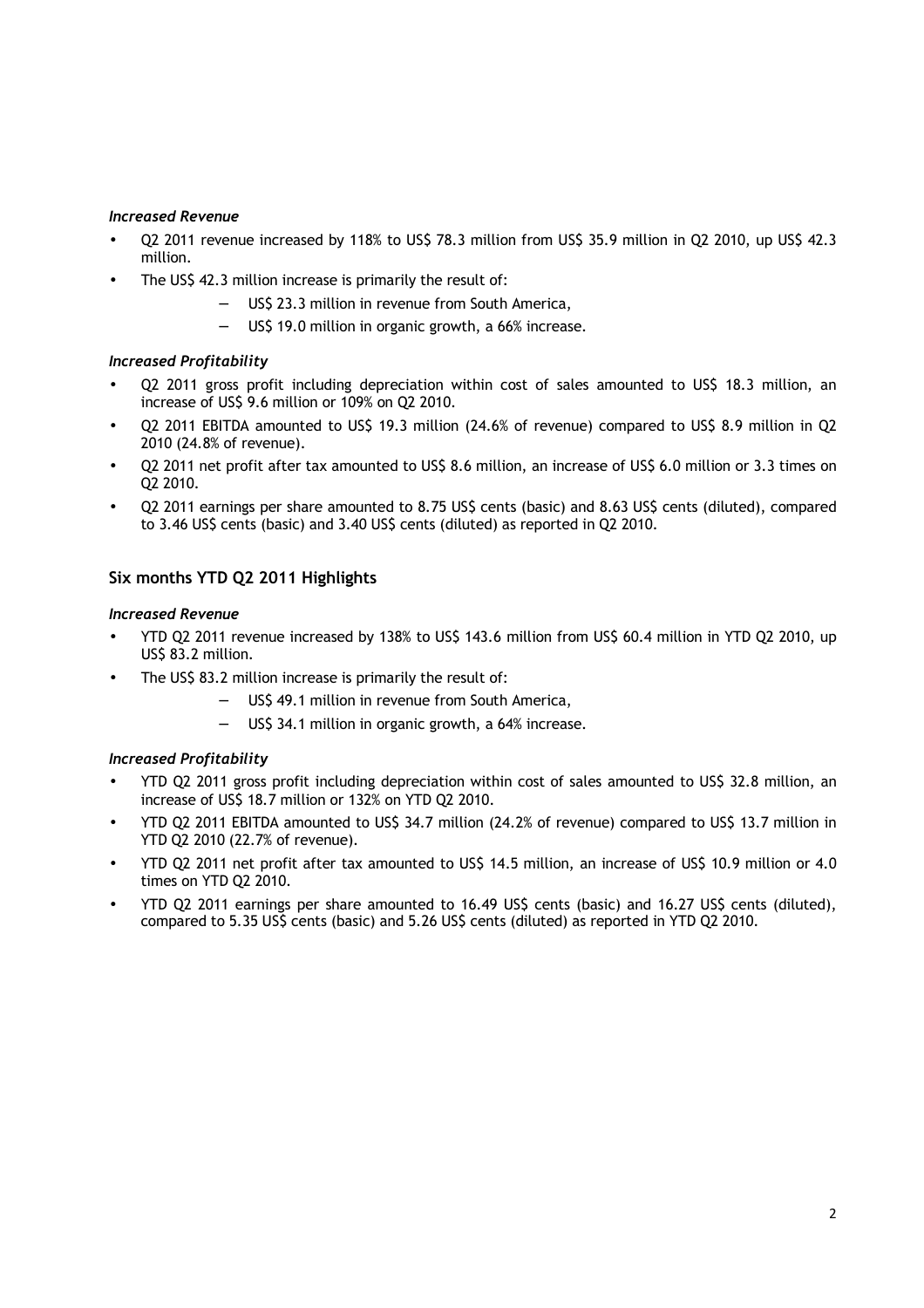*Increased Revenue*

- Q2 2011 revenue increased by 118% to US$ 78.3 million from US$ 35.9 million in Q2 2010, up US$ 42.3 million.
- The US$ 42.3 million increase is primarily the result of:
  - US$ 23.3 million in revenue from South America,
  - US$ 19.0 million in organic growth, a 66% increase.

*Increased Profitability*

- Q2 2011 gross profit including depreciation within cost of sales amounted to US$ 18.3 million, an increase of US$ 9.6 million or 109% on Q2 2010.
- Q2 2011 EBITDA amounted to US$ 19.3 million (24.6% of revenue) compared to US$ 8.9 million in Q2 2010 (24.8% of revenue).
- Q2 2011 net profit after tax amounted to US$ 8.6 million, an increase of US$ 6.0 million or 3.3 times on Q2 2010.
- Q2 2011 earnings per share amounted to 8.75 US$ cents (basic) and 8.63 US$ cents (diluted), compared to 3.46 US$ cents (basic) and 3.40 US$ cents (diluted) as reported in Q2 2010.

## Six months YTD Q2 2011 Highlights

*Increased Revenue*

- YTD Q2 2011 revenue increased by 138% to US$ 143.6 million from US$ 60.4 million in YTD Q2 2010, up US$ 83.2 million.
- The US$ 83.2 million increase is primarily the result of:
  - US$ 49.1 million in revenue from South America,
  - US$ 34.1 million in organic growth, a 64% increase.

*Increased Profitability*

- YTD Q2 2011 gross profit including depreciation within cost of sales amounted to US$ 32.8 million, an increase of US$ 18.7 million or 132% on YTD Q2 2010.
- YTD Q2 2011 EBITDA amounted to US$ 34.7 million (24.2% of revenue) compared to US$ 13.7 million in YTD Q2 2010 (22.7% of revenue).
- YTD Q2 2011 net profit after tax amounted to US$ 14.5 million, an increase of US$ 10.9 million or 4.0 times on YTD Q2 2010.
- YTD Q2 2011 earnings per share amounted to 16.49 US$ cents (basic) and 16.27 US$ cents (diluted), compared to 5.35 US$ cents (basic) and 5.26 US$ cents (diluted) as reported in YTD Q2 2010.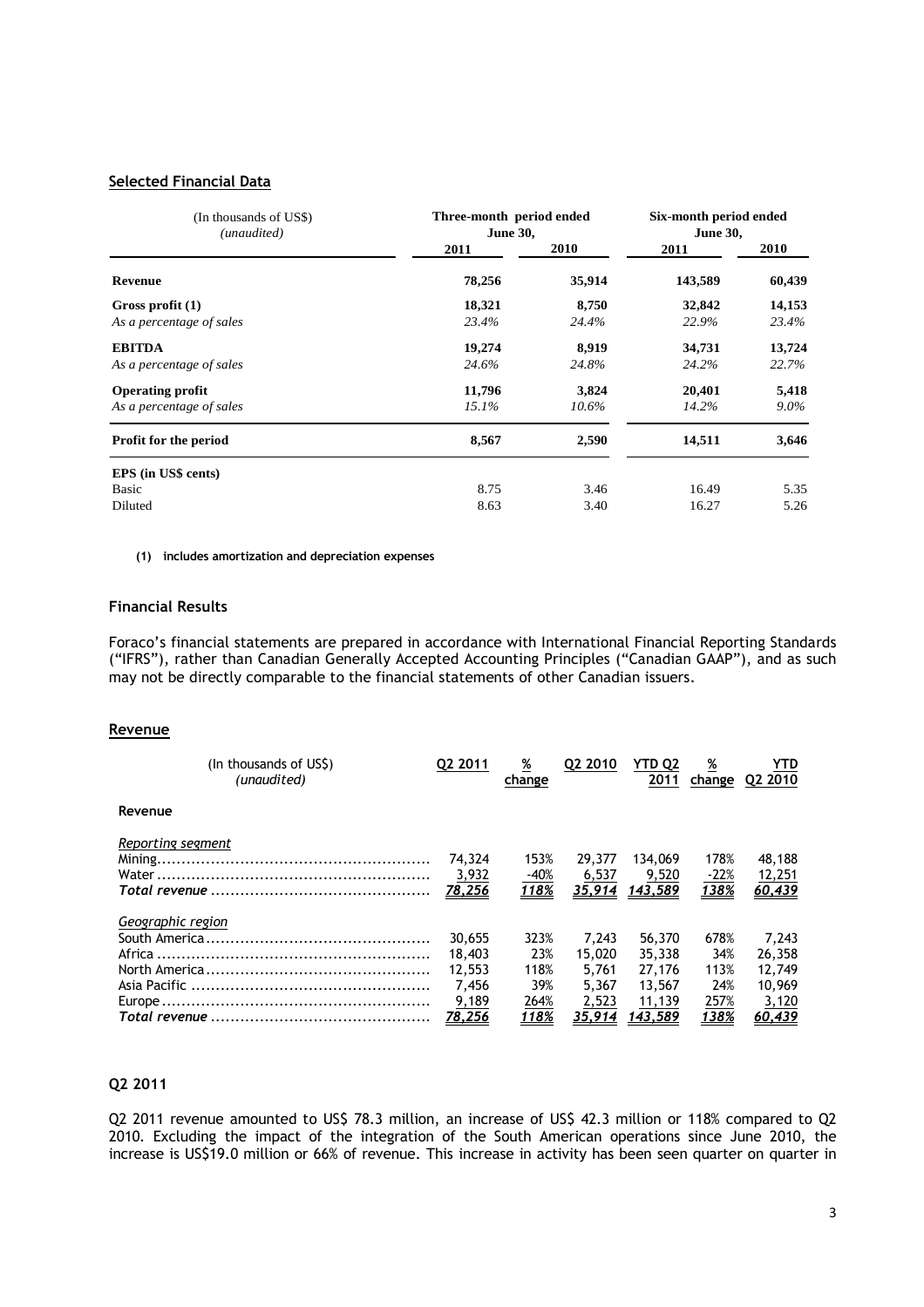## Selected Financial Data

| (In thousands of US$) *(unaudited)* | Three-month period ended June 30, | | Six-month period ended June 30, | |
|---|---|---|---|---|
| | 2011 | 2010 | 2011 | 2010 |
| **Revenue** | **78,256** | **35,914** | **143,589** | **60,439** |
| **Gross profit (1)** | **18,321** | **8,750** | **32,842** | **14,153** |
| *As a percentage of sales* | *23.4%* | *24.4%* | *22.9%* | *23.4%* |
| **EBITDA** | **19,274** | **8,919** | **34,731** | **13,724** |
| *As a percentage of sales* | *24.6%* | *24.8%* | *24.2%* | *22.7%* |
| **Operating profit** | **11,796** | **3,824** | **20,401** | **5,418** |
| *As a percentage of sales* | *15.1%* | *10.6%* | *14.2%* | *9.0%* |
| **Profit for the period** | **8,567** | **2,590** | **14,511** | **3,646** |
| **EPS (in US$ cents)** | | | | |
| Basic | 8.75 | 3.46 | 16.49 | 5.35 |
| Diluted | 8.63 | 3.40 | 16.27 | 5.26 |

**(1) includes amortization and depreciation expenses**

### Financial Results

Foraco's financial statements are prepared in accordance with International Financial Reporting Standards ("IFRS"), rather than Canadian Generally Accepted Accounting Principles ("Canadian GAAP"), and as such may not be directly comparable to the financial statements of other Canadian issuers.

## Revenue

| (In thousands of US$) *(unaudited)* | Q2 2011 | % change | Q2 2010 | YTD Q2 2011 | % change | YTD Q2 2010 |
|---|---|---|---|---|---|---|
| **Revenue** | | | | | | |
| *Reporting segment* | | | | | | |
| Mining | 74,324 | 153% | 29,377 | 134,069 | 178% | 48,188 |
| Water | 3,932 | -40% | 6,537 | 9,520 | -22% | 12,251 |
| ***Total revenue*** | ***78,256*** | ***118%*** | ***35,914*** | ***143,589*** | ***138%*** | ***60,439*** |
| *Geographic region* | | | | | | |
| South America | 30,655 | 323% | 7,243 | 56,370 | 678% | 7,243 |
| Africa | 18,403 | 23% | 15,020 | 35,338 | 34% | 26,358 |
| North America | 12,553 | 118% | 5,761 | 27,176 | 113% | 12,749 |
| Asia Pacific | 7,456 | 39% | 5,367 | 13,567 | 24% | 10,969 |
| Europe | 9,189 | 264% | 2,523 | 11,139 | 257% | 3,120 |
| ***Total revenue*** | ***78,256*** | ***118%*** | ***35,914*** | ***143,589*** | ***138%*** | ***60,439*** |

### Q2 2011

Q2 2011 revenue amounted to US$ 78.3 million, an increase of US$ 42.3 million or 118% compared to Q2 2010. Excluding the impact of the integration of the South American operations since June 2010, the increase is US$19.0 million or 66% of revenue. This increase in activity has been seen quarter on quarter in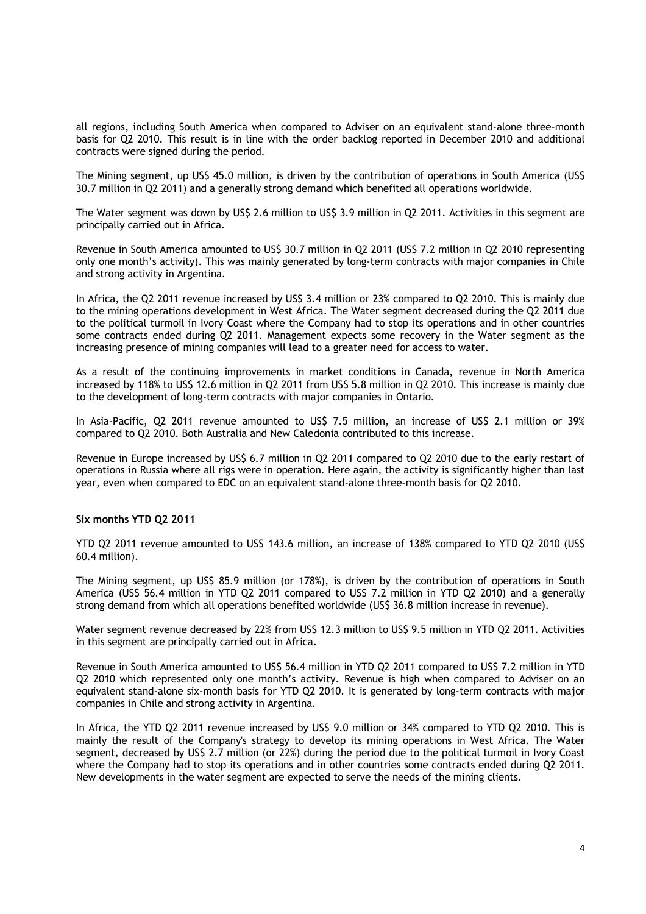all regions, including South America when compared to Adviser on an equivalent stand-alone three-month basis for Q2 2010. This result is in line with the order backlog reported in December 2010 and additional contracts were signed during the period.

The Mining segment, up US$ 45.0 million, is driven by the contribution of operations in South America (US$ 30.7 million in Q2 2011) and a generally strong demand which benefited all operations worldwide.

The Water segment was down by US$ 2.6 million to US$ 3.9 million in Q2 2011. Activities in this segment are principally carried out in Africa.

Revenue in South America amounted to US$ 30.7 million in Q2 2011 (US$ 7.2 million in Q2 2010 representing only one month's activity). This was mainly generated by long-term contracts with major companies in Chile and strong activity in Argentina.

In Africa, the Q2 2011 revenue increased by US$ 3.4 million or 23% compared to Q2 2010. This is mainly due to the mining operations development in West Africa. The Water segment decreased during the Q2 2011 due to the political turmoil in Ivory Coast where the Company had to stop its operations and in other countries some contracts ended during Q2 2011. Management expects some recovery in the Water segment as the increasing presence of mining companies will lead to a greater need for access to water.

As a result of the continuing improvements in market conditions in Canada, revenue in North America increased by 118% to US$ 12.6 million in Q2 2011 from US$ 5.8 million in Q2 2010. This increase is mainly due to the development of long-term contracts with major companies in Ontario.

In Asia-Pacific, Q2 2011 revenue amounted to US$ 7.5 million, an increase of US$ 2.1 million or 39% compared to Q2 2010. Both Australia and New Caledonia contributed to this increase.

Revenue in Europe increased by US$ 6.7 million in Q2 2011 compared to Q2 2010 due to the early restart of operations in Russia where all rigs were in operation. Here again, the activity is significantly higher than last year, even when compared to EDC on an equivalent stand-alone three-month basis for Q2 2010.

**Six months YTD Q2 2011**

YTD Q2 2011 revenue amounted to US$ 143.6 million, an increase of 138% compared to YTD Q2 2010 (US$ 60.4 million).

The Mining segment, up US$ 85.9 million (or 178%), is driven by the contribution of operations in South America (US$ 56.4 million in YTD Q2 2011 compared to US$ 7.2 million in YTD Q2 2010) and a generally strong demand from which all operations benefited worldwide (US$ 36.8 million increase in revenue).

Water segment revenue decreased by 22% from US$ 12.3 million to US$ 9.5 million in YTD Q2 2011. Activities in this segment are principally carried out in Africa.

Revenue in South America amounted to US$ 56.4 million in YTD Q2 2011 compared to US$ 7.2 million in YTD Q2 2010 which represented only one month's activity. Revenue is high when compared to Adviser on an equivalent stand-alone six-month basis for YTD Q2 2010. It is generated by long-term contracts with major companies in Chile and strong activity in Argentina.

In Africa, the YTD Q2 2011 revenue increased by US$ 9.0 million or 34% compared to YTD Q2 2010. This is mainly the result of the Company's strategy to develop its mining operations in West Africa. The Water segment, decreased by US$ 2.7 million (or 22%) during the period due to the political turmoil in Ivory Coast where the Company had to stop its operations and in other countries some contracts ended during Q2 2011. New developments in the water segment are expected to serve the needs of the mining clients.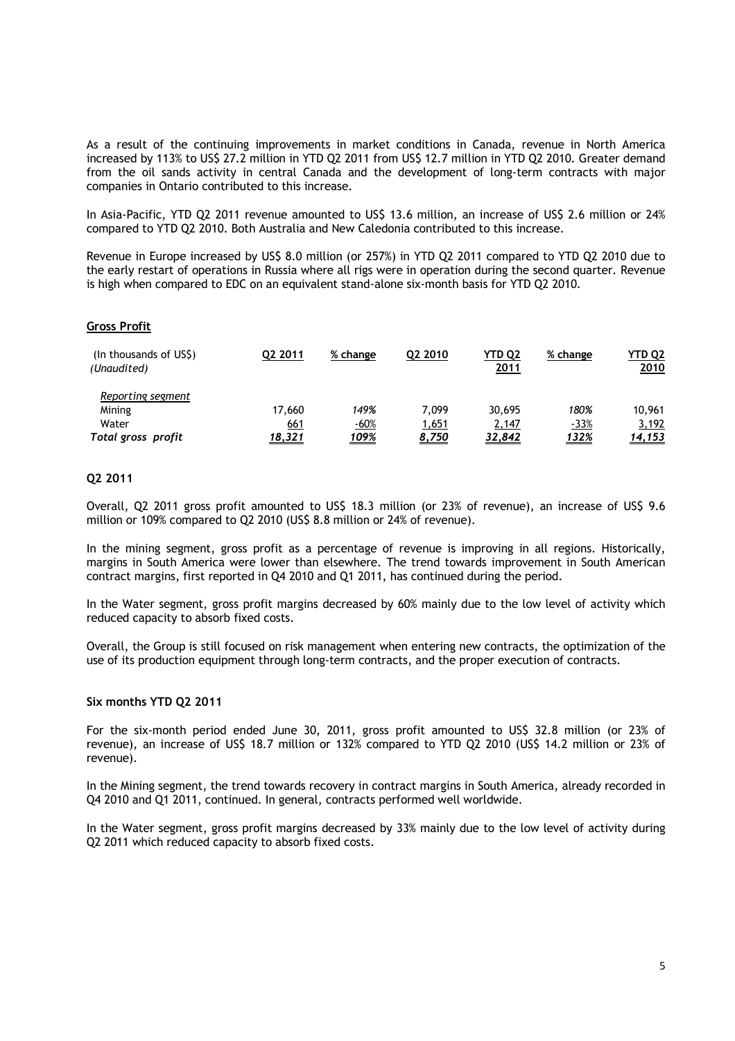As a result of the continuing improvements in market conditions in Canada, revenue in North America increased by 113% to US$ 27.2 million in YTD Q2 2011 from US$ 12.7 million in YTD Q2 2010. Greater demand from the oil sands activity in central Canada and the development of long-term contracts with major companies in Ontario contributed to this increase.

In Asia-Pacific, YTD Q2 2011 revenue amounted to US$ 13.6 million, an increase of US$ 2.6 million or 24% compared to YTD Q2 2010. Both Australia and New Caledonia contributed to this increase.

Revenue in Europe increased by US$ 8.0 million (or 257%) in YTD Q2 2011 compared to YTD Q2 2010 due to the early restart of operations in Russia where all rigs were in operation during the second quarter. Revenue is high when compared to EDC on an equivalent stand-alone six-month basis for YTD Q2 2010.

## Gross Profit

| (In thousands of US$) *(Unaudited)* | Q2 2011 | % change | Q2 2010 | YTD Q2 2011 | % change | YTD Q2 2010 |
|---|---|---|---|---|---|---|
| *Reporting segment* | | | | | | |
| Mining | 17,660 | *149%* | 7,099 | 30,695 | *180%* | 10,961 |
| Water | 661 | *-60%* | 1,651 | 2,147 | *-33%* | 3,192 |
| ***Total gross profit*** | ***18,321*** | ***109%*** | ***8,750*** | ***32,842*** | ***132%*** | ***14,153*** |

### Q2 2011

Overall, Q2 2011 gross profit amounted to US$ 18.3 million (or 23% of revenue), an increase of US$ 9.6 million or 109% compared to Q2 2010 (US$ 8.8 million or 24% of revenue).

In the mining segment, gross profit as a percentage of revenue is improving in all regions. Historically, margins in South America were lower than elsewhere. The trend towards improvement in South American contract margins, first reported in Q4 2010 and Q1 2011, has continued during the period.

In the Water segment, gross profit margins decreased by 60% mainly due to the low level of activity which reduced capacity to absorb fixed costs.

Overall, the Group is still focused on risk management when entering new contracts, the optimization of the use of its production equipment through long-term contracts, and the proper execution of contracts.

### Six months YTD Q2 2011

For the six-month period ended June 30, 2011, gross profit amounted to US$ 32.8 million (or 23% of revenue), an increase of US$ 18.7 million or 132% compared to YTD Q2 2010 (US$ 14.2 million or 23% of revenue).

In the Mining segment, the trend towards recovery in contract margins in South America, already recorded in Q4 2010 and Q1 2011, continued. In general, contracts performed well worldwide.

In the Water segment, gross profit margins decreased by 33% mainly due to the low level of activity during Q2 2011 which reduced capacity to absorb fixed costs.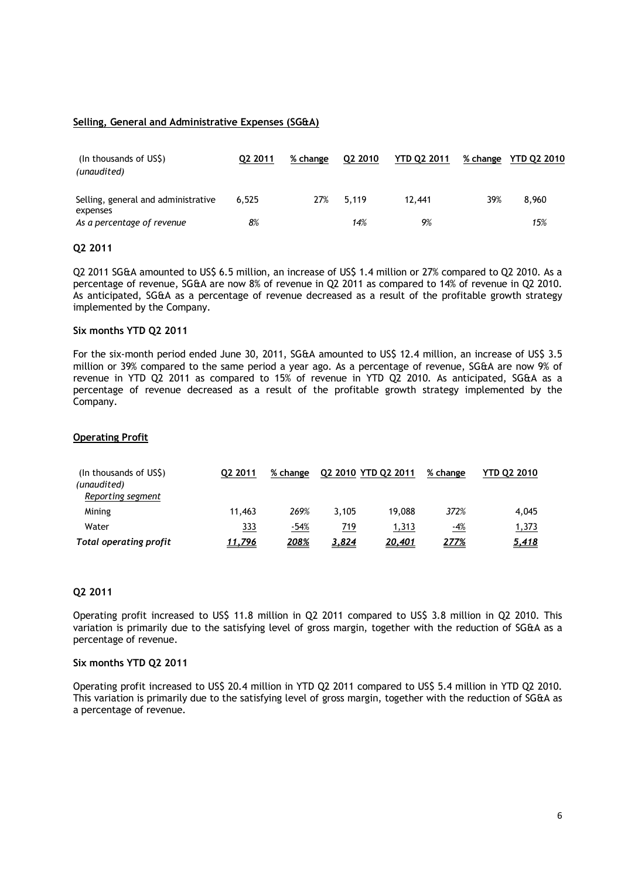## Selling, General and Administrative Expenses (SG&A)

| (In thousands of US$) *(unaudited)* | Q2 2011 | % change | Q2 2010 | YTD Q2 2011 | % change | YTD Q2 2010 |
|---|---|---|---|---|---|---|
| Selling, general and administrative expenses | 6,525 | 27% | 5,119 | 12,441 | 39% | 8,960 |
| *As a percentage of revenue* | *8%* | | *14%* | *9%* | | *15%* |

### Q2 2011

Q2 2011 SG&A amounted to US$ 6.5 million, an increase of US$ 1.4 million or 27% compared to Q2 2010. As a percentage of revenue, SG&A are now 8% of revenue in Q2 2011 as compared to 14% of revenue in Q2 2010. As anticipated, SG&A as a percentage of revenue decreased as a result of the profitable growth strategy implemented by the Company.

### Six months YTD Q2 2011

For the six-month period ended June 30, 2011, SG&A amounted to US$ 12.4 million, an increase of US$ 3.5 million or 39% compared to the same period a year ago. As a percentage of revenue, SG&A are now 9% of revenue in YTD Q2 2011 as compared to 15% of revenue in YTD Q2 2010. As anticipated, SG&A as a percentage of revenue decreased as a result of the profitable growth strategy implemented by the Company.

## Operating Profit

| (In thousands of US$) *(unaudited)* | Q2 2011 | % change | Q2 2010 | YTD Q2 2011 | % change | YTD Q2 2010 |
|---|---|---|---|---|---|---|
| Reporting segment | | | | | | |
| Mining | 11,463 | *269%* | 3,105 | 19,088 | *372%* | 4,045 |
| Water | 333 | *-54%* | 719 | 1,313 | *-4%* | 1,373 |
| ***Total operating profit*** | ***11,796*** | ***208%*** | ***3,824*** | ***20,401*** | ***277%*** | ***5,418*** |

### Q2 2011

Operating profit increased to US$ 11.8 million in Q2 2011 compared to US$ 3.8 million in Q2 2010. This variation is primarily due to the satisfying level of gross margin, together with the reduction of SG&A as a percentage of revenue.

### Six months YTD Q2 2011

Operating profit increased to US$ 20.4 million in YTD Q2 2011 compared to US$ 5.4 million in YTD Q2 2010. This variation is primarily due to the satisfying level of gross margin, together with the reduction of SG&A as a percentage of revenue.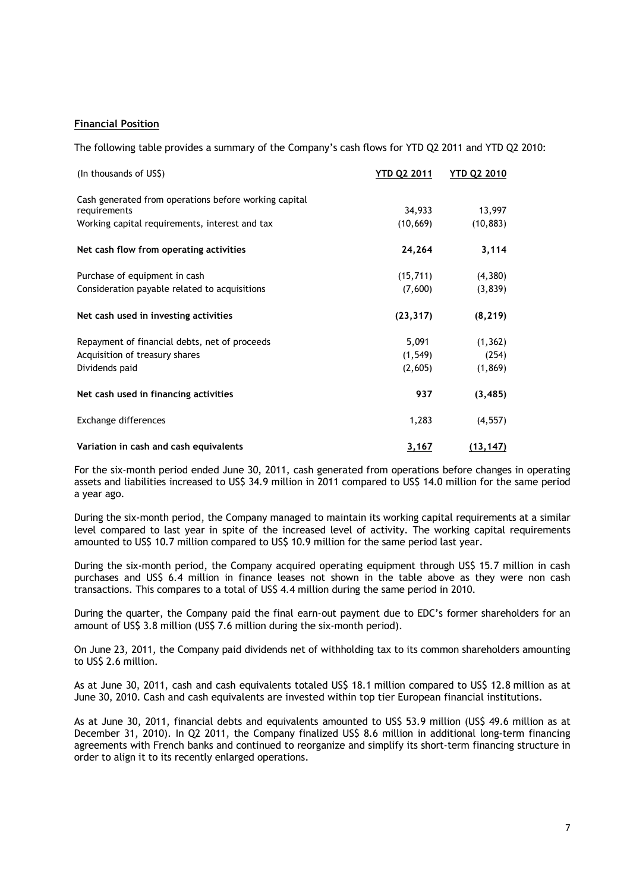## Financial Position

The following table provides a summary of the Company's cash flows for YTD Q2 2011 and YTD Q2 2010:

| (In thousands of US$) | YTD Q2 2011 | YTD Q2 2010 |
|---|---|---|
| Cash generated from operations before working capital requirements | 34,933 | 13,997 |
| Working capital requirements, interest and tax | (10,669) | (10,883) |
| **Net cash flow from operating activities** | **24,264** | **3,114** |
| Purchase of equipment in cash | (15,711) | (4,380) |
| Consideration payable related to acquisitions | (7,600) | (3,839) |
| **Net cash used in investing activities** | **(23,317)** | **(8,219)** |
| Repayment of financial debts, net of proceeds | 5,091 | (1,362) |
| Acquisition of treasury shares | (1,549) | (254) |
| Dividends paid | (2,605) | (1,869) |
| **Net cash used in financing activities** | **937** | **(3,485)** |
| Exchange differences | 1,283 | (4,557) |
| **Variation in cash and cash equivalents** | **3,167** | **(13,147)** |

For the six-month period ended June 30, 2011, cash generated from operations before changes in operating assets and liabilities increased to US$ 34.9 million in 2011 compared to US$ 14.0 million for the same period a year ago.

During the six-month period, the Company managed to maintain its working capital requirements at a similar level compared to last year in spite of the increased level of activity. The working capital requirements amounted to US$ 10.7 million compared to US$ 10.9 million for the same period last year.

During the six-month period, the Company acquired operating equipment through US$ 15.7 million in cash purchases and US$ 6.4 million in finance leases not shown in the table above as they were non cash transactions. This compares to a total of US$ 4.4 million during the same period in 2010.

During the quarter, the Company paid the final earn-out payment due to EDC's former shareholders for an amount of US$ 3.8 million (US$ 7.6 million during the six-month period).

On June 23, 2011, the Company paid dividends net of withholding tax to its common shareholders amounting to US$ 2.6 million.

As at June 30, 2011, cash and cash equivalents totaled US$ 18.1 million compared to US$ 12.8 million as at June 30, 2010. Cash and cash equivalents are invested within top tier European financial institutions.

As at June 30, 2011, financial debts and equivalents amounted to US$ 53.9 million (US$ 49.6 million as at December 31, 2010). In Q2 2011, the Company finalized US$ 8.6 million in additional long-term financing agreements with French banks and continued to reorganize and simplify its short-term financing structure in order to align it to its recently enlarged operations.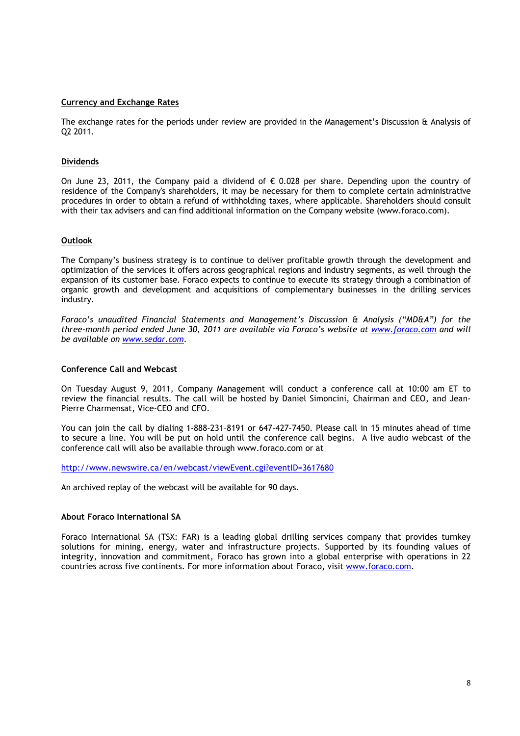## Currency and Exchange Rates

The exchange rates for the periods under review are provided in the Management's Discussion & Analysis of Q2 2011.

## Dividends

On June 23, 2011, the Company paid a dividend of € 0.028 per share. Depending upon the country of residence of the Company's shareholders, it may be necessary for them to complete certain administrative procedures in order to obtain a refund of withholding taxes, where applicable. Shareholders should consult with their tax advisers and can find additional information on the Company website (www.foraco.com).

## Outlook

The Company's business strategy is to continue to deliver profitable growth through the development and optimization of the services it offers across geographical regions and industry segments, as well through the expansion of its customer base. Foraco expects to continue to execute its strategy through a combination of organic growth and development and acquisitions of complementary businesses in the drilling services industry.

*Foraco's unaudited Financial Statements and Management's Discussion & Analysis ("MD&A") for the three-month period ended June 30, 2011 are available via Foraco's website at [www.foraco.com](http://www.foraco.com) and will be available on [www.sedar.com](http://www.sedar.com).*

## Conference Call and Webcast

On Tuesday August 9, 2011, Company Management will conduct a conference call at 10:00 am ET to review the financial results. The call will be hosted by Daniel Simoncini, Chairman and CEO, and Jean-Pierre Charmensat, Vice-CEO and CFO.

You can join the call by dialing 1-888-231-8191 or 647-427-7450. Please call in 15 minutes ahead of time to secure a line. You will be put on hold until the conference call begins. A live audio webcast of the conference call will also be available through www.foraco.com or at

[http://www.newswire.ca/en/webcast/viewEvent.cgi?eventID=3617680](http://www.newswire.ca/en/webcast/viewEvent.cgi?eventID=3617680)

An archived replay of the webcast will be available for 90 days.

## About Foraco International SA

Foraco International SA (TSX: FAR) is a leading global drilling services company that provides turnkey solutions for mining, energy, water and infrastructure projects. Supported by its founding values of integrity, innovation and commitment, Foraco has grown into a global enterprise with operations in 22 countries across five continents. For more information about Foraco, visit [www.foraco.com](http://www.foraco.com).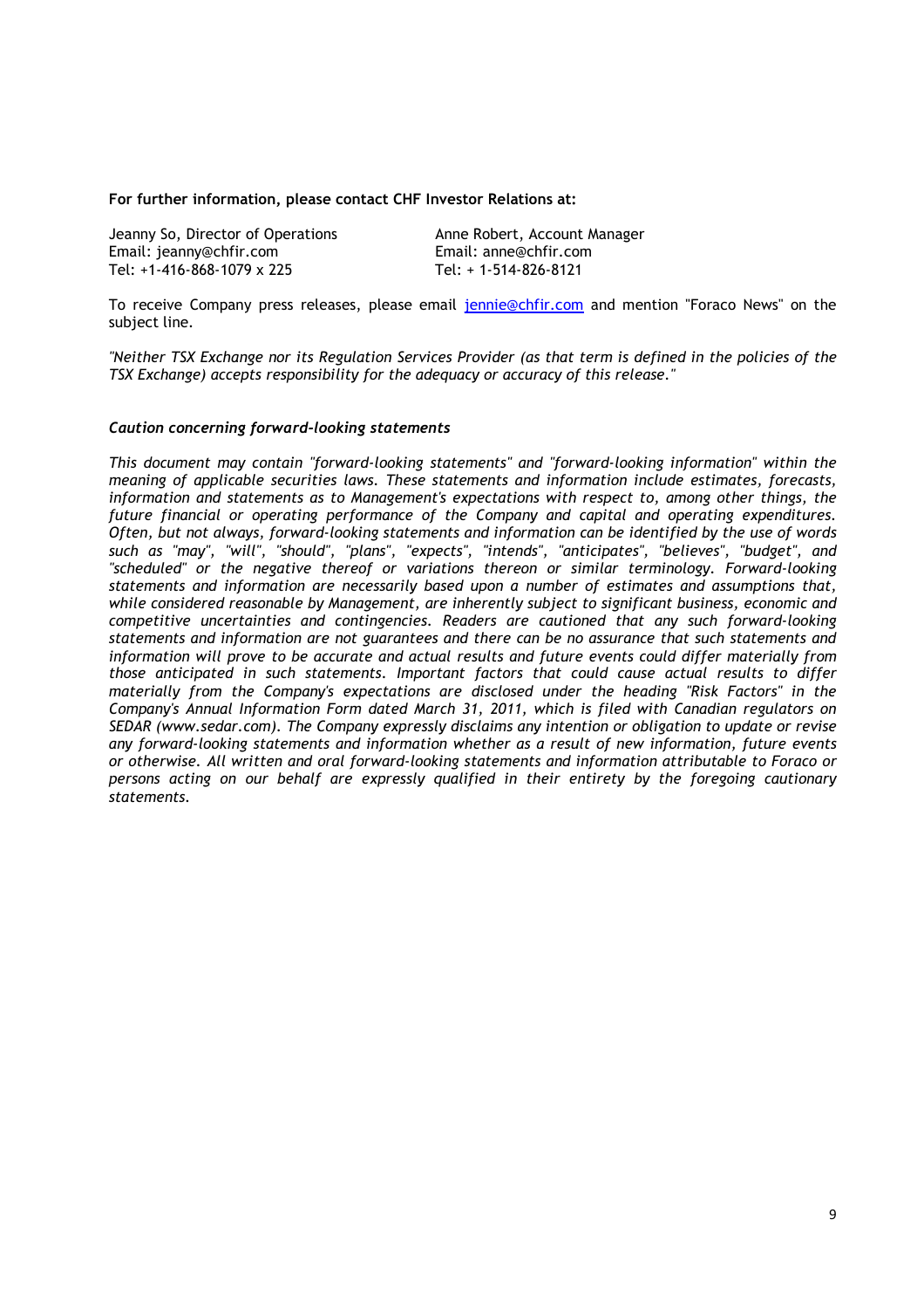**For further information, please contact CHF Investor Relations at:**

Jeanny So, Director of Operations
Email: jeanny@chfir.com
Tel: +1-416-868-1079 x 225

Anne Robert, Account Manager
Email: anne@chfir.com
Tel: + 1-514-826-8121

To receive Company press releases, please email jennie@chfir.com and mention "Foraco News" on the subject line.

*"Neither TSX Exchange nor its Regulation Services Provider (as that term is defined in the policies of the TSX Exchange) accepts responsibility for the adequacy or accuracy of this release."*

***Caution concerning forward-looking statements***

*This document may contain "forward-looking statements" and "forward-looking information" within the meaning of applicable securities laws. These statements and information include estimates, forecasts, information and statements as to Management's expectations with respect to, among other things, the future financial or operating performance of the Company and capital and operating expenditures. Often, but not always, forward-looking statements and information can be identified by the use of words such as "may", "will", "should", "plans", "expects", "intends", "anticipates", "believes", "budget", and "scheduled" or the negative thereof or variations thereon or similar terminology. Forward-looking statements and information are necessarily based upon a number of estimates and assumptions that, while considered reasonable by Management, are inherently subject to significant business, economic and competitive uncertainties and contingencies. Readers are cautioned that any such forward-looking statements and information are not guarantees and there can be no assurance that such statements and information will prove to be accurate and actual results and future events could differ materially from those anticipated in such statements. Important factors that could cause actual results to differ materially from the Company's expectations are disclosed under the heading "Risk Factors" in the Company's Annual Information Form dated March 31, 2011, which is filed with Canadian regulators on SEDAR (www.sedar.com). The Company expressly disclaims any intention or obligation to update or revise any forward-looking statements and information whether as a result of new information, future events or otherwise. All written and oral forward-looking statements and information attributable to Foraco or persons acting on our behalf are expressly qualified in their entirety by the foregoing cautionary statements.*